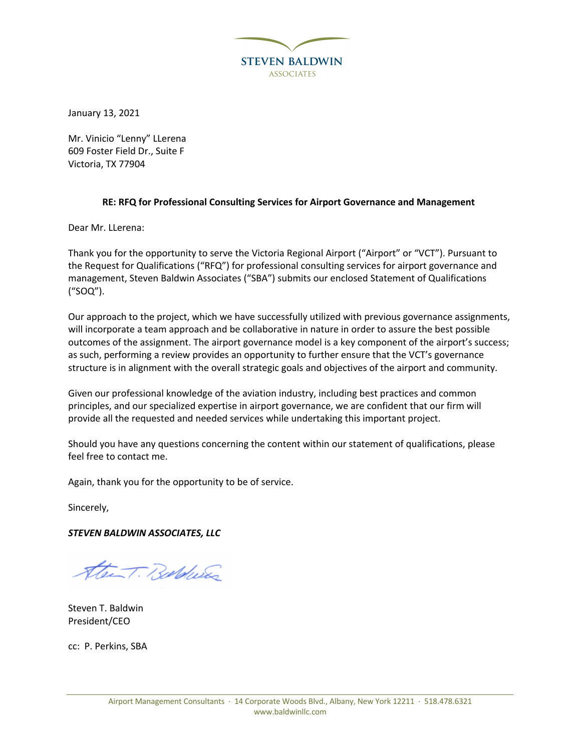**STEVEN BALDWIN**
ASSOCIATES

January 13, 2021

Mr. Vinicio "Lenny" LLerena
609 Foster Field Dr., Suite F
Victoria, TX 77904

**RE: RFQ for Professional Consulting Services for Airport Governance and Management**

Dear Mr. LLerena:

Thank you for the opportunity to serve the Victoria Regional Airport ("Airport" or "VCT"). Pursuant to the Request for Qualifications ("RFQ") for professional consulting services for airport governance and management, Steven Baldwin Associates ("SBA") submits our enclosed Statement of Qualifications ("SOQ").

Our approach to the project, which we have successfully utilized with previous governance assignments, will incorporate a team approach and be collaborative in nature in order to assure the best possible outcomes of the assignment. The airport governance model is a key component of the airport's success; as such, performing a review provides an opportunity to further ensure that the VCT's governance structure is in alignment with the overall strategic goals and objectives of the airport and community.

Given our professional knowledge of the aviation industry, including best practices and common principles, and our specialized expertise in airport governance, we are confident that our firm will provide all the requested and needed services while undertaking this important project.

Should you have any questions concerning the content within our statement of qualifications, please feel free to contact me.

Again, thank you for the opportunity to be of service.

Sincerely,

***STEVEN BALDWIN ASSOCIATES, LLC***

Steven T. Baldwin
President/CEO

cc: P. Perkins, SBA

Airport Management Consultants · 14 Corporate Woods Blvd., Albany, New York 12211 · 518.478.6321
www.baldwinllc.com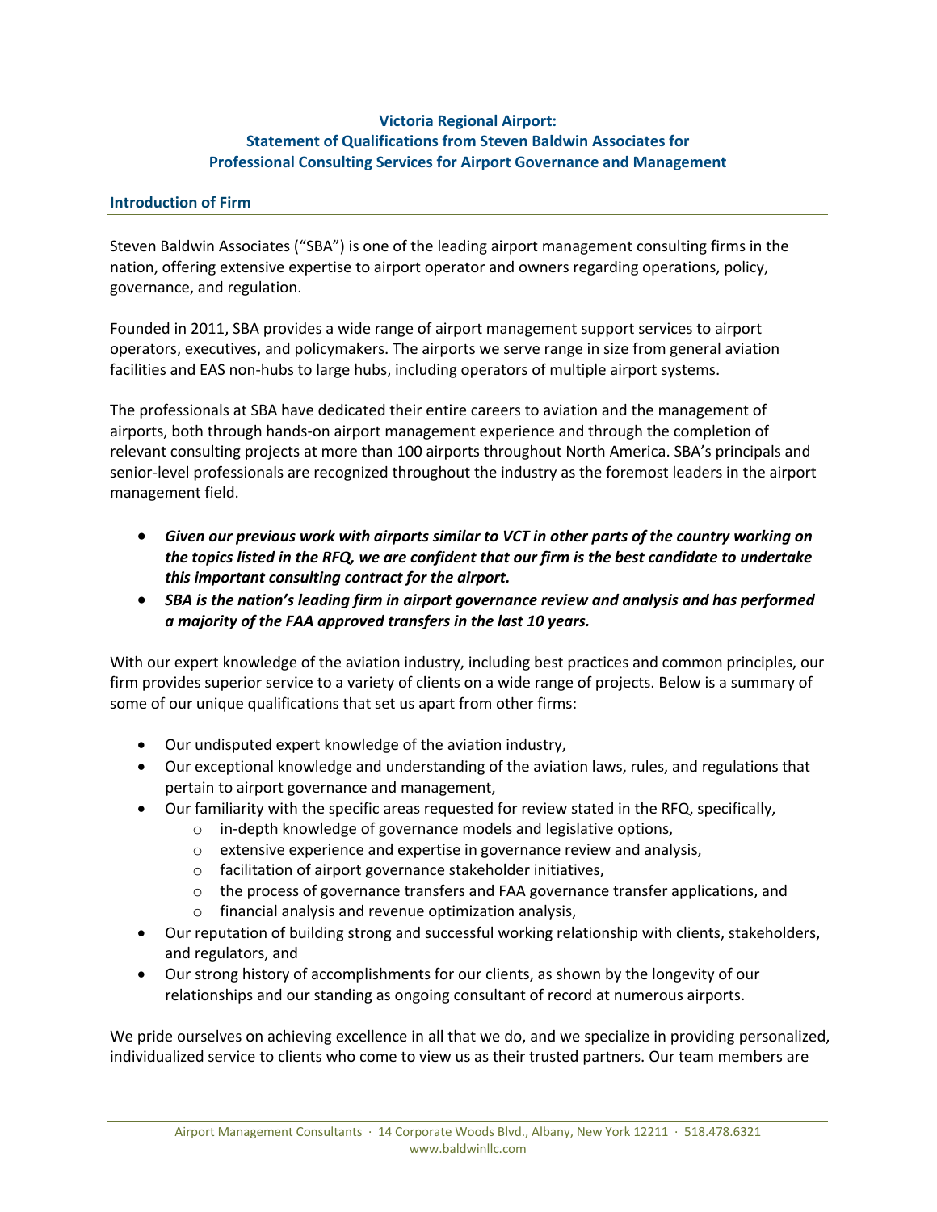**Victoria Regional Airport:**
**Statement of Qualifications from Steven Baldwin Associates for**
**Professional Consulting Services for Airport Governance and Management**

## Introduction of Firm

Steven Baldwin Associates ("SBA") is one of the leading airport management consulting firms in the nation, offering extensive expertise to airport operator and owners regarding operations, policy, governance, and regulation.

Founded in 2011, SBA provides a wide range of airport management support services to airport operators, executives, and policymakers. The airports we serve range in size from general aviation facilities and EAS non-hubs to large hubs, including operators of multiple airport systems.

The professionals at SBA have dedicated their entire careers to aviation and the management of airports, both through hands-on airport management experience and through the completion of relevant consulting projects at more than 100 airports throughout North America. SBA's principals and senior-level professionals are recognized throughout the industry as the foremost leaders in the airport management field.

- ***Given our previous work with airports similar to VCT in other parts of the country working on the topics listed in the RFQ, we are confident that our firm is the best candidate to undertake this important consulting contract for the airport.***
- ***SBA is the nation's leading firm in airport governance review and analysis and has performed a majority of the FAA approved transfers in the last 10 years.***

With our expert knowledge of the aviation industry, including best practices and common principles, our firm provides superior service to a variety of clients on a wide range of projects. Below is a summary of some of our unique qualifications that set us apart from other firms:

- Our undisputed expert knowledge of the aviation industry,
- Our exceptional knowledge and understanding of the aviation laws, rules, and regulations that pertain to airport governance and management,
- Our familiarity with the specific areas requested for review stated in the RFQ, specifically,
  - in-depth knowledge of governance models and legislative options,
  - extensive experience and expertise in governance review and analysis,
  - facilitation of airport governance stakeholder initiatives,
  - the process of governance transfers and FAA governance transfer applications, and
  - financial analysis and revenue optimization analysis,
- Our reputation of building strong and successful working relationship with clients, stakeholders, and regulators, and
- Our strong history of accomplishments for our clients, as shown by the longevity of our relationships and our standing as ongoing consultant of record at numerous airports.

We pride ourselves on achieving excellence in all that we do, and we specialize in providing personalized, individualized service to clients who come to view us as their trusted partners. Our team members are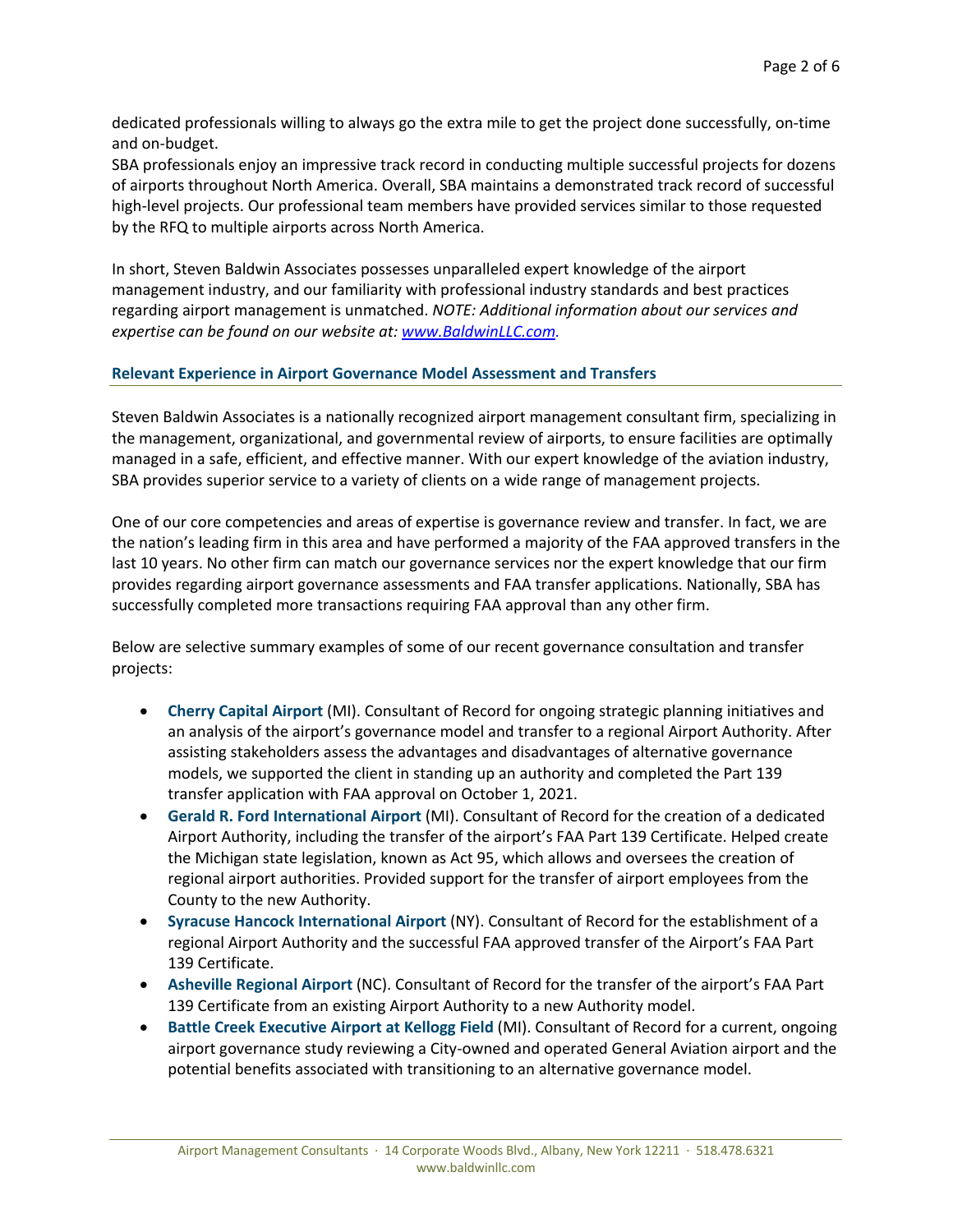dedicated professionals willing to always go the extra mile to get the project done successfully, on-time and on-budget.
SBA professionals enjoy an impressive track record in conducting multiple successful projects for dozens of airports throughout North America. Overall, SBA maintains a demonstrated track record of successful high-level projects. Our professional team members have provided services similar to those requested by the RFQ to multiple airports across North America.

In short, Steven Baldwin Associates possesses unparalleled expert knowledge of the airport management industry, and our familiarity with professional industry standards and best practices regarding airport management is unmatched. *NOTE: Additional information about our services and expertise can be found on our website at: [www.BaldwinLLC.com](http://www.BaldwinLLC.com).*

## Relevant Experience in Airport Governance Model Assessment and Transfers

Steven Baldwin Associates is a nationally recognized airport management consultant firm, specializing in the management, organizational, and governmental review of airports, to ensure facilities are optimally managed in a safe, efficient, and effective manner. With our expert knowledge of the aviation industry, SBA provides superior service to a variety of clients on a wide range of management projects.

One of our core competencies and areas of expertise is governance review and transfer. In fact, we are the nation's leading firm in this area and have performed a majority of the FAA approved transfers in the last 10 years. No other firm can match our governance services nor the expert knowledge that our firm provides regarding airport governance assessments and FAA transfer applications. Nationally, SBA has successfully completed more transactions requiring FAA approval than any other firm.

Below are selective summary examples of some of our recent governance consultation and transfer projects:

- **Cherry Capital Airport** (MI). Consultant of Record for ongoing strategic planning initiatives and an analysis of the airport's governance model and transfer to a regional Airport Authority. After assisting stakeholders assess the advantages and disadvantages of alternative governance models, we supported the client in standing up an authority and completed the Part 139 transfer application with FAA approval on October 1, 2021.
- **Gerald R. Ford International Airport** (MI). Consultant of Record for the creation of a dedicated Airport Authority, including the transfer of the airport's FAA Part 139 Certificate. Helped create the Michigan state legislation, known as Act 95, which allows and oversees the creation of regional airport authorities. Provided support for the transfer of airport employees from the County to the new Authority.
- **Syracuse Hancock International Airport** (NY). Consultant of Record for the establishment of a regional Airport Authority and the successful FAA approved transfer of the Airport's FAA Part 139 Certificate.
- **Asheville Regional Airport** (NC). Consultant of Record for the transfer of the airport's FAA Part 139 Certificate from an existing Airport Authority to a new Authority model.
- **Battle Creek Executive Airport at Kellogg Field** (MI). Consultant of Record for a current, ongoing airport governance study reviewing a City-owned and operated General Aviation airport and the potential benefits associated with transitioning to an alternative governance model.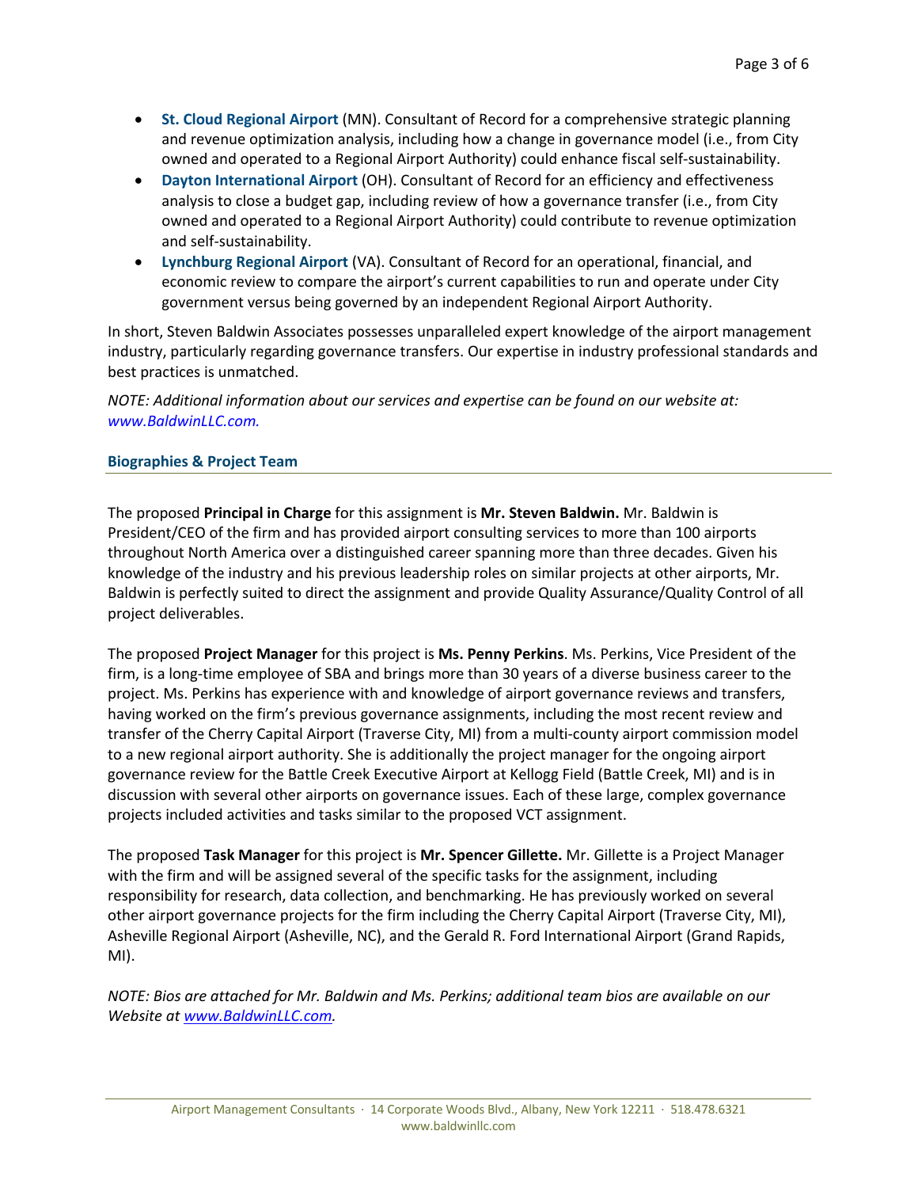- **St. Cloud Regional Airport** (MN). Consultant of Record for a comprehensive strategic planning and revenue optimization analysis, including how a change in governance model (i.e., from City owned and operated to a Regional Airport Authority) could enhance fiscal self-sustainability.
- **Dayton International Airport** (OH). Consultant of Record for an efficiency and effectiveness analysis to close a budget gap, including review of how a governance transfer (i.e., from City owned and operated to a Regional Airport Authority) could contribute to revenue optimization and self-sustainability.
- **Lynchburg Regional Airport** (VA). Consultant of Record for an operational, financial, and economic review to compare the airport's current capabilities to run and operate under City government versus being governed by an independent Regional Airport Authority.

In short, Steven Baldwin Associates possesses unparalleled expert knowledge of the airport management industry, particularly regarding governance transfers. Our expertise in industry professional standards and best practices is unmatched.

*NOTE: Additional information about our services and expertise can be found on our website at: www.BaldwinLLC.com.*

## Biographies & Project Team

The proposed **Principal in Charge** for this assignment is **Mr. Steven Baldwin.** Mr. Baldwin is President/CEO of the firm and has provided airport consulting services to more than 100 airports throughout North America over a distinguished career spanning more than three decades. Given his knowledge of the industry and his previous leadership roles on similar projects at other airports, Mr. Baldwin is perfectly suited to direct the assignment and provide Quality Assurance/Quality Control of all project deliverables.

The proposed **Project Manager** for this project is **Ms. Penny Perkins**. Ms. Perkins, Vice President of the firm, is a long-time employee of SBA and brings more than 30 years of a diverse business career to the project. Ms. Perkins has experience with and knowledge of airport governance reviews and transfers, having worked on the firm's previous governance assignments, including the most recent review and transfer of the Cherry Capital Airport (Traverse City, MI) from a multi-county airport commission model to a new regional airport authority. She is additionally the project manager for the ongoing airport governance review for the Battle Creek Executive Airport at Kellogg Field (Battle Creek, MI) and is in discussion with several other airports on governance issues. Each of these large, complex governance projects included activities and tasks similar to the proposed VCT assignment.

The proposed **Task Manager** for this project is **Mr. Spencer Gillette.** Mr. Gillette is a Project Manager with the firm and will be assigned several of the specific tasks for the assignment, including responsibility for research, data collection, and benchmarking. He has previously worked on several other airport governance projects for the firm including the Cherry Capital Airport (Traverse City, MI), Asheville Regional Airport (Asheville, NC), and the Gerald R. Ford International Airport (Grand Rapids, MI).

*NOTE: Bios are attached for Mr. Baldwin and Ms. Perkins; additional team bios are available on our Website at www.BaldwinLLC.com.*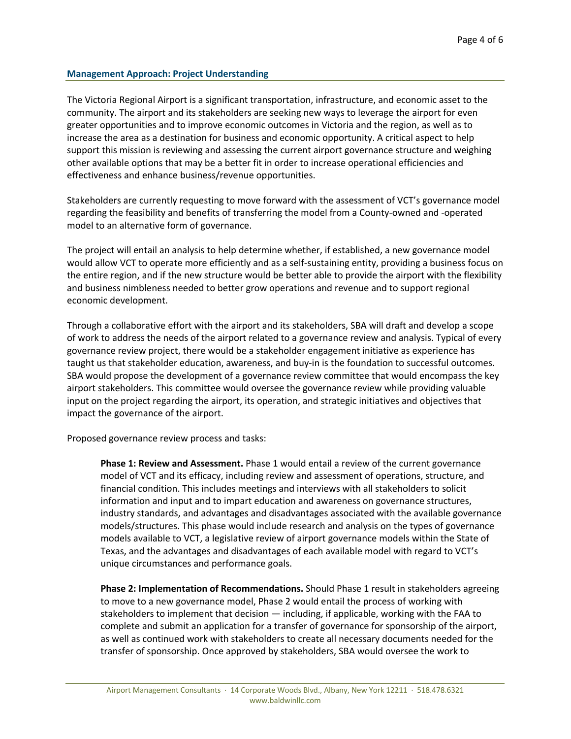## Management Approach: Project Understanding

The Victoria Regional Airport is a significant transportation, infrastructure, and economic asset to the community. The airport and its stakeholders are seeking new ways to leverage the airport for even greater opportunities and to improve economic outcomes in Victoria and the region, as well as to increase the area as a destination for business and economic opportunity. A critical aspect to help support this mission is reviewing and assessing the current airport governance structure and weighing other available options that may be a better fit in order to increase operational efficiencies and effectiveness and enhance business/revenue opportunities.

Stakeholders are currently requesting to move forward with the assessment of VCT's governance model regarding the feasibility and benefits of transferring the model from a County-owned and -operated model to an alternative form of governance.

The project will entail an analysis to help determine whether, if established, a new governance model would allow VCT to operate more efficiently and as a self-sustaining entity, providing a business focus on the entire region, and if the new structure would be better able to provide the airport with the flexibility and business nimbleness needed to better grow operations and revenue and to support regional economic development.

Through a collaborative effort with the airport and its stakeholders, SBA will draft and develop a scope of work to address the needs of the airport related to a governance review and analysis. Typical of every governance review project, there would be a stakeholder engagement initiative as experience has taught us that stakeholder education, awareness, and buy-in is the foundation to successful outcomes. SBA would propose the development of a governance review committee that would encompass the key airport stakeholders. This committee would oversee the governance review while providing valuable input on the project regarding the airport, its operation, and strategic initiatives and objectives that impact the governance of the airport.

Proposed governance review process and tasks:

> **Phase 1: Review and Assessment.** Phase 1 would entail a review of the current governance model of VCT and its efficacy, including review and assessment of operations, structure, and financial condition. This includes meetings and interviews with all stakeholders to solicit information and input and to impart education and awareness on governance structures, industry standards, and advantages and disadvantages associated with the available governance models/structures. This phase would include research and analysis on the types of governance models available to VCT, a legislative review of airport governance models within the State of Texas, and the advantages and disadvantages of each available model with regard to VCT's unique circumstances and performance goals.
>
> **Phase 2: Implementation of Recommendations.** Should Phase 1 result in stakeholders agreeing to move to a new governance model, Phase 2 would entail the process of working with stakeholders to implement that decision — including, if applicable, working with the FAA to complete and submit an application for a transfer of governance for sponsorship of the airport, as well as continued work with stakeholders to create all necessary documents needed for the transfer of sponsorship. Once approved by stakeholders, SBA would oversee the work to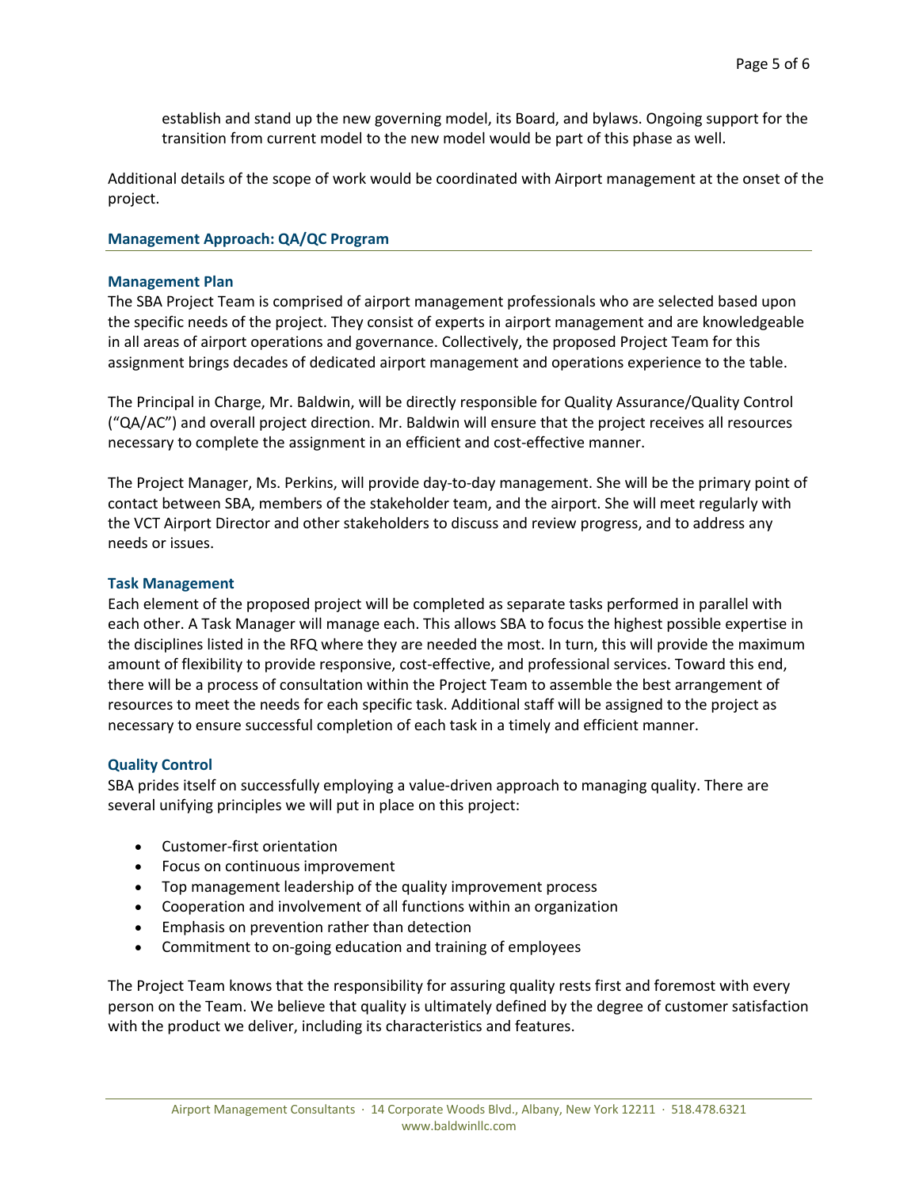establish and stand up the new governing model, its Board, and bylaws. Ongoing support for the transition from current model to the new model would be part of this phase as well.

Additional details of the scope of work would be coordinated with Airport management at the onset of the project.

## Management Approach: QA/QC Program

### Management Plan

The SBA Project Team is comprised of airport management professionals who are selected based upon the specific needs of the project. They consist of experts in airport management and are knowledgeable in all areas of airport operations and governance. Collectively, the proposed Project Team for this assignment brings decades of dedicated airport management and operations experience to the table.

The Principal in Charge, Mr. Baldwin, will be directly responsible for Quality Assurance/Quality Control ("QA/AC") and overall project direction. Mr. Baldwin will ensure that the project receives all resources necessary to complete the assignment in an efficient and cost-effective manner.

The Project Manager, Ms. Perkins, will provide day-to-day management. She will be the primary point of contact between SBA, members of the stakeholder team, and the airport. She will meet regularly with the VCT Airport Director and other stakeholders to discuss and review progress, and to address any needs or issues.

### Task Management

Each element of the proposed project will be completed as separate tasks performed in parallel with each other. A Task Manager will manage each. This allows SBA to focus the highest possible expertise in the disciplines listed in the RFQ where they are needed the most. In turn, this will provide the maximum amount of flexibility to provide responsive, cost-effective, and professional services. Toward this end, there will be a process of consultation within the Project Team to assemble the best arrangement of resources to meet the needs for each specific task. Additional staff will be assigned to the project as necessary to ensure successful completion of each task in a timely and efficient manner.

### Quality Control

SBA prides itself on successfully employing a value-driven approach to managing quality. There are several unifying principles we will put in place on this project:

- Customer-first orientation
- Focus on continuous improvement
- Top management leadership of the quality improvement process
- Cooperation and involvement of all functions within an organization
- Emphasis on prevention rather than detection
- Commitment to on-going education and training of employees

The Project Team knows that the responsibility for assuring quality rests first and foremost with every person on the Team. We believe that quality is ultimately defined by the degree of customer satisfaction with the product we deliver, including its characteristics and features.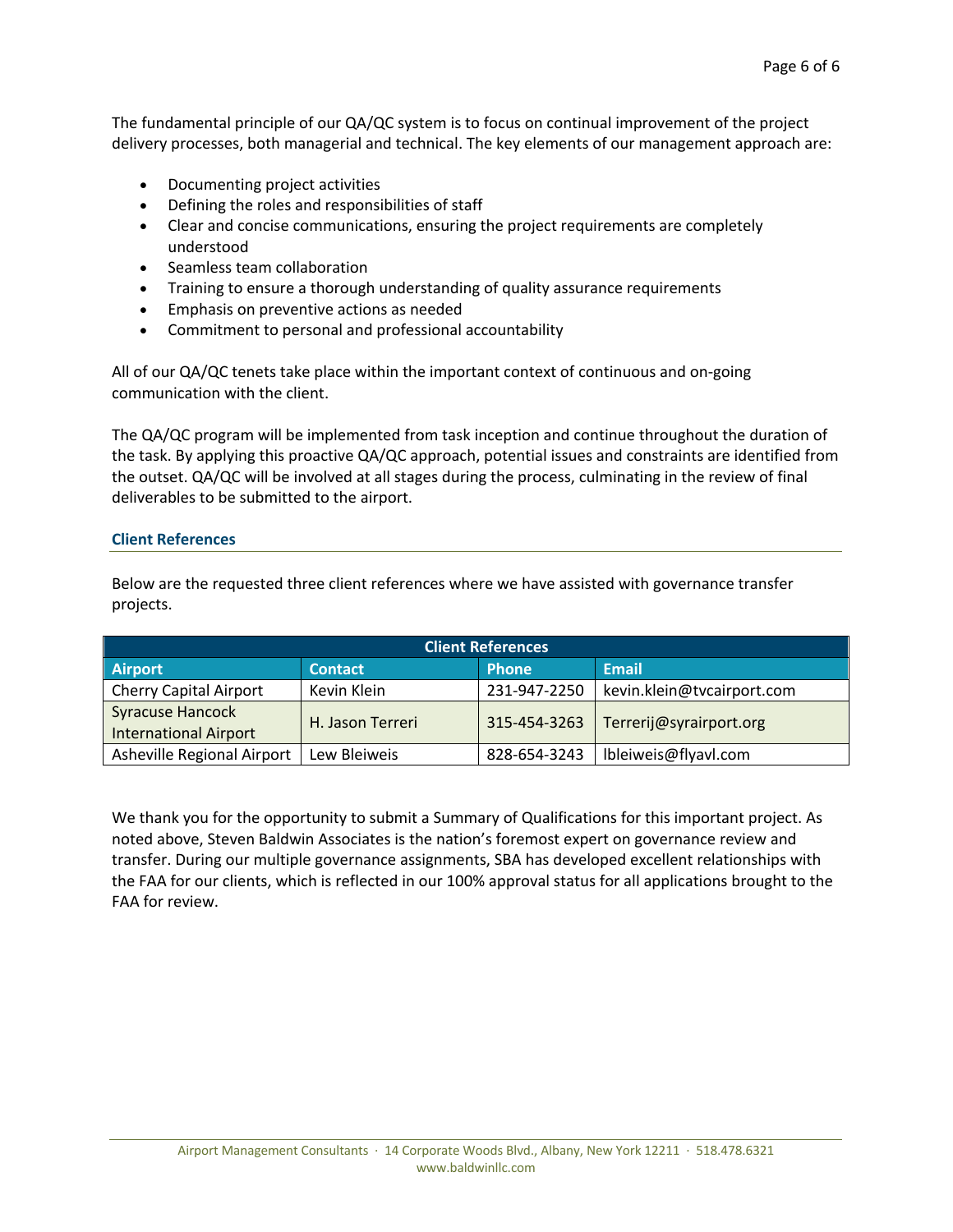The fundamental principle of our QA/QC system is to focus on continual improvement of the project delivery processes, both managerial and technical. The key elements of our management approach are:

- Documenting project activities
- Defining the roles and responsibilities of staff
- Clear and concise communications, ensuring the project requirements are completely understood
- Seamless team collaboration
- Training to ensure a thorough understanding of quality assurance requirements
- Emphasis on preventive actions as needed
- Commitment to personal and professional accountability

All of our QA/QC tenets take place within the important context of continuous and on-going communication with the client.

The QA/QC program will be implemented from task inception and continue throughout the duration of the task. By applying this proactive QA/QC approach, potential issues and constraints are identified from the outset. QA/QC will be involved at all stages during the process, culminating in the review of final deliverables to be submitted to the airport.

### Client References

Below are the requested three client references where we have assisted with governance transfer projects.

| Client References | | | |
|---|---|---|---|
| **Airport** | **Contact** | **Phone** | **Email** |
| Cherry Capital Airport | Kevin Klein | 231-947-2250 | kevin.klein@tvcairport.com |
| Syracuse Hancock International Airport | H. Jason Terreri | 315-454-3263 | Terrerij@syrairport.org |
| Asheville Regional Airport | Lew Bleiweis | 828-654-3243 | lbleiweis@flyavl.com |

We thank you for the opportunity to submit a Summary of Qualifications for this important project. As noted above, Steven Baldwin Associates is the nation's foremost expert on governance review and transfer. During our multiple governance assignments, SBA has developed excellent relationships with the FAA for our clients, which is reflected in our 100% approval status for all applications brought to the FAA for review.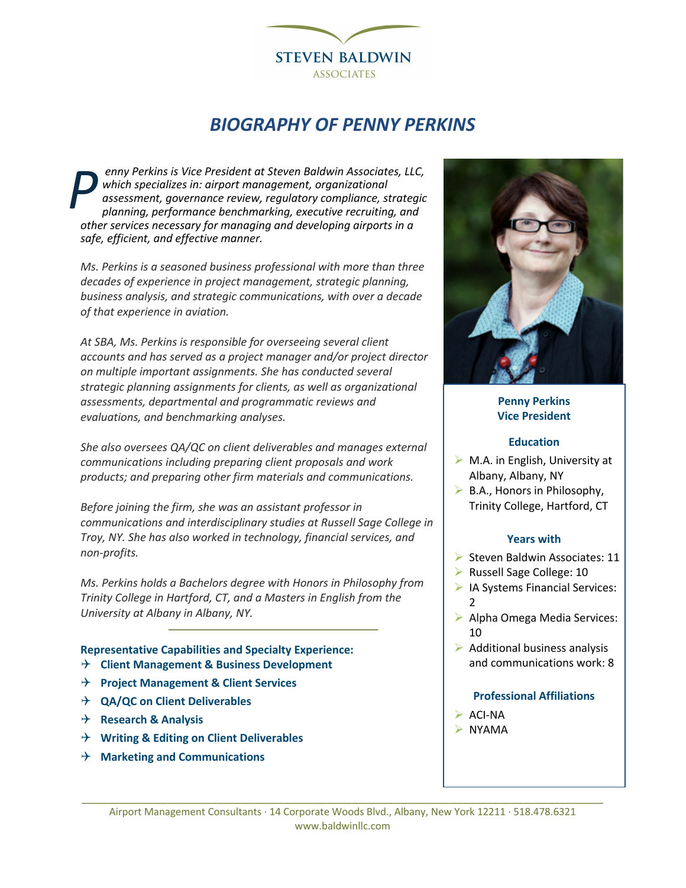STEVEN BALDWIN
ASSOCIATES

# *BIOGRAPHY OF PENNY PERKINS*

*Penny Perkins is Vice President at Steven Baldwin Associates, LLC, which specializes in: airport management, organizational assessment, governance review, regulatory compliance, strategic planning, performance benchmarking, executive recruiting, and other services necessary for managing and developing airports in a safe, efficient, and effective manner.*

*Ms. Perkins is a seasoned business professional with more than three decades of experience in project management, strategic planning, business analysis, and strategic communications, with over a decade of that experience in aviation.*

*At SBA, Ms. Perkins is responsible for overseeing several client accounts and has served as a project manager and/or project director on multiple important assignments. She has conducted several strategic planning assignments for clients, as well as organizational assessments, departmental and programmatic reviews and evaluations, and benchmarking analyses.*

*She also oversees QA/QC on client deliverables and manages external communications including preparing client proposals and work products; and preparing other firm materials and communications.*

*Before joining the firm, she was an assistant professor in communications and interdisciplinary studies at Russell Sage College in Troy, NY. She has also worked in technology, financial services, and non-profits.*

*Ms. Perkins holds a Bachelors degree with Honors in Philosophy from Trinity College in Hartford, CT, and a Masters in English from the University at Albany in Albany, NY.*

**Representative Capabilities and Specialty Experience:**

- **Client Management & Business Development**
- **Project Management & Client Services**
- **QA/QC on Client Deliverables**
- **Research & Analysis**
- **Writing & Editing on Client Deliverables**
- **Marketing and Communications**

**Penny Perkins**
**Vice President**

**Education**

- M.A. in English, University at Albany, Albany, NY
- B.A., Honors in Philosophy, Trinity College, Hartford, CT

**Years with**

- Steven Baldwin Associates: 11
- Russell Sage College: 10
- IA Systems Financial Services: 2
- Alpha Omega Media Services: 10
- Additional business analysis and communications work: 8

**Professional Affiliations**

- ACI-NA
- NYAMA

Airport Management Consultants · 14 Corporate Woods Blvd., Albany, New York 12211 · 518.478.6321
www.baldwinllc.com